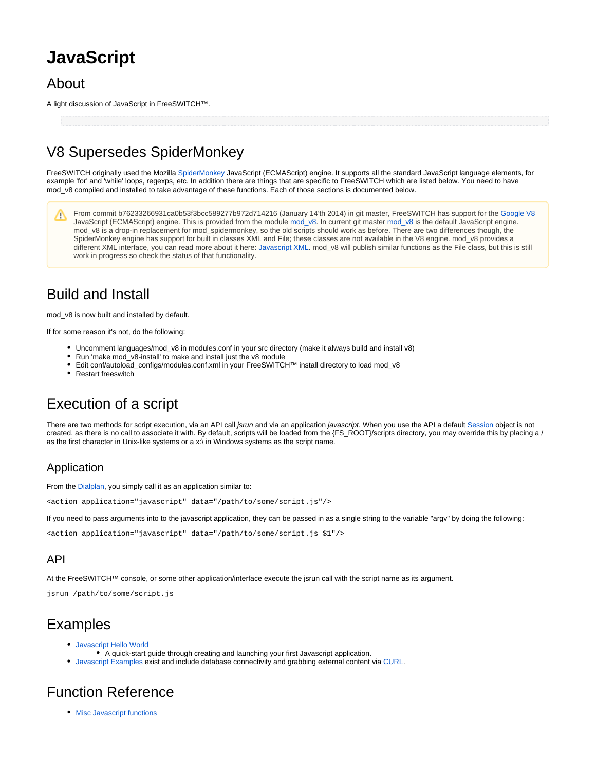# JavaScript

## About

A light discussion of JavaScript in FreeSWITCH™.

## V8 Supersedes SpiderMonkey

FreeSWITCH originally used the Mozilla SpiderMonkey JavaScript (ECMAScript) engine. It supports all the standard JavaScript language elements, for example 'for' and 'while' loops, regexps, etc. In addition there are things that are specific to FreeSWITCH which are listed below. You need to have mod_v8 compiled and installed to take advantage of these functions. Each of those sections is documented below.

> From commit b76233266931ca0b53f3bcc589277b972d714216 (January 14'th 2014) in git master, FreeSWITCH has support for the Google V8 JavaScript (ECMAScript) engine. This is provided from the module mod_v8. In current git master mod_v8 is the default JavaScript engine. mod_v8 is a drop-in replacement for mod_spidermonkey, so the old scripts should work as before. There are two differences though, the SpiderMonkey engine has support for built in classes XML and File; these classes are not available in the V8 engine. mod_v8 provides a different XML interface, you can read more about it here: Javascript XML. mod_v8 will publish similar functions as the File class, but this is still work in progress so check the status of that functionality.

## Build and Install

mod_v8 is now built and installed by default.

If for some reason it's not, do the following:

- Uncomment languages/mod_v8 in modules.conf in your src directory (make it always build and install v8)
- Run 'make mod_v8-install' to make and install just the v8 module
- Edit conf/autoload_configs/modules.conf.xml in your FreeSWITCH™ install directory to load mod_v8
- Restart freeswitch

## Execution of a script

There are two methods for script execution, via an API call *jsrun* and via an application *javascript*. When you use the API a default Session object is not created, as there is no call to associate it with. By default, scripts will be loaded from the {FS_ROOT}/scripts directory, you may override this by placing a / as the first character in Unix-like systems or a x:\ in Windows systems as the script name.

### Application

From the Dialplan, you simply call it as an application similar to:

```
<action application="javascript" data="/path/to/some/script.js"/>
```

If you need to pass arguments into to the javascript application, they can be passed in as a single string to the variable "argv" by doing the following:

```
<action application="javascript" data="/path/to/some/script.js $1"/>
```

### API

At the FreeSWITCH™ console, or some other application/interface execute the jsrun call with the script name as its argument.

```
jsrun /path/to/some/script.js
```

## Examples

- Javascript Hello World
  - A quick-start guide through creating and launching your first Javascript application.
- Javascript Examples exist and include database connectivity and grabbing external content via CURL.

## Function Reference

- Misc Javascript functions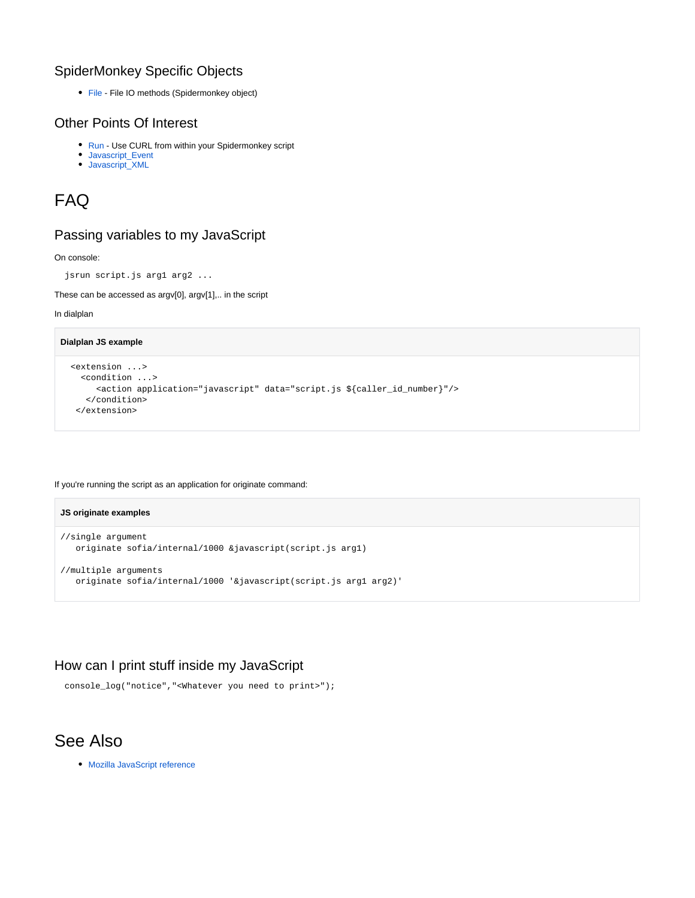### SpiderMonkey Specific Objects

- File - File IO methods (Spidermonkey object)

### Other Points Of Interest

- Run - Use CURL from within your Spidermonkey script
- Javascript_Event
- Javascript_XML

## FAQ

### Passing variables to my JavaScript

On console:

```
jsrun script.js arg1 arg2 ...
```

These can be accessed as argv[0], argv[1],.. in the script

In dialplan

**Dialplan JS example**

```
<extension ...>
  <condition ...>
     <action application="javascript" data="script.js ${caller_id_number}"/>
   </condition>
 </extension>
```

If you're running the script as an application for originate command:

**JS originate examples**

```
//single argument
   originate sofia/internal/1000 &javascript(script.js arg1)

//multiple arguments
   originate sofia/internal/1000 '&javascript(script.js arg1 arg2)'
```

### How can I print stuff inside my JavaScript

```
console_log("notice","<Whatever you need to print>");
```

## See Also

- Mozilla JavaScript reference